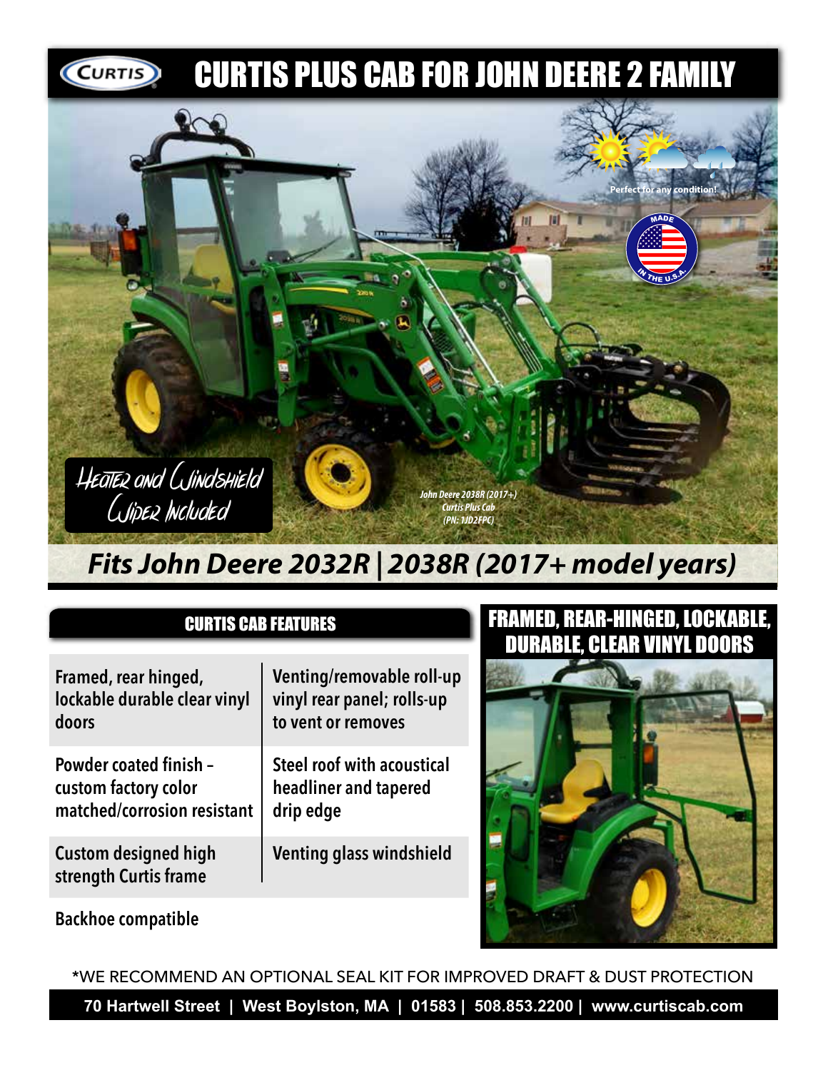# CURTIS PLUS CAB FOR JOHN DEERE 2 FAMILY

Perfect for any condition!

MADE IN THE U.S.A.

Heater and Windshield Wiper Included

*John Deere 2038R (2017+)*
*Curtis Plus Cab*
*(PN: 1JD2FPC)*

## *Fits John Deere 2032R | 2038R (2017+ model years)*

### CURTIS CAB FEATURES

| | |
|---|---|
| Framed, rear hinged, lockable durable clear vinyl doors | Venting/removable roll-up vinyl rear panel; rolls-up to vent or removes |
| Powder coated finish – custom factory color matched/corrosion resistant | Steel roof with acoustical headliner and tapered drip edge |
| Custom designed high strength Curtis frame | Venting glass windshield |

Backhoe compatible

### FRAMED, REAR-HINGED, LOCKABLE, DURABLE, CLEAR VINYL DOORS

*WE RECOMMEND AN OPTIONAL SEAL KIT FOR IMPROVED DRAFT & DUST PROTECTION

**70 Hartwell Street | West Boylston, MA | 01583 | 508.853.2200 | www.curtiscab.com**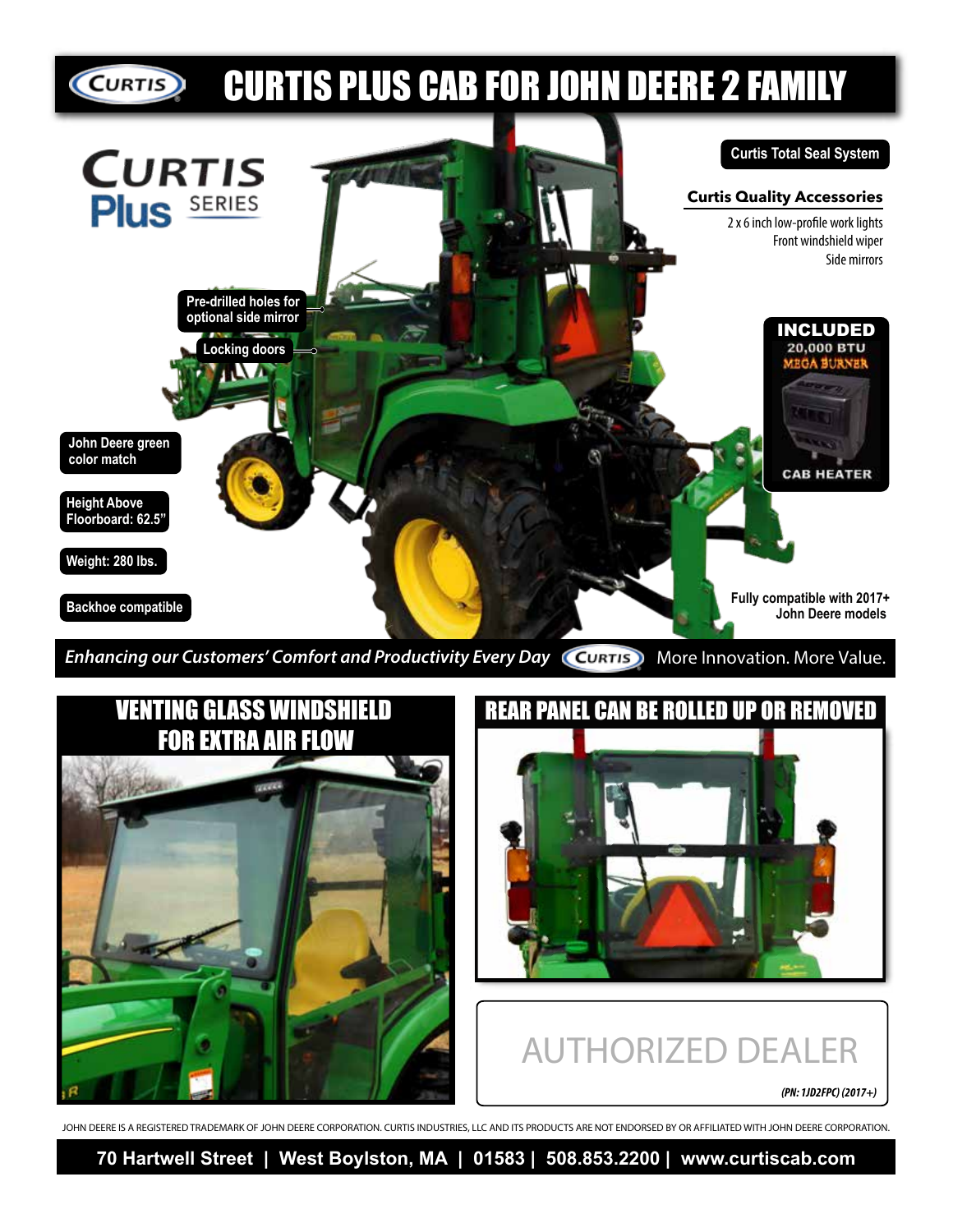# CURTIS PLUS CAB FOR JOHN DEERE 2 FAMILY

CURTIS Plus SERIES

**Curtis Total Seal System**

**Curtis Quality Accessories**

2 x 6 inch low-profile work lights
Front windshield wiper
Side mirrors

**Pre-drilled holes for optional side mirror**

**Locking doors**

**INCLUDED**
20,000 BTU
MEGA BURNER
CAB HEATER

**John Deere green color match**

**Height Above Floorboard: 62.5"**

**Weight: 280 lbs.**

**Backhoe compatible**

**Fully compatible with 2017+ John Deere models**

*Enhancing our Customers' Comfort and Productivity Every Day* CURTIS More Innovation. More Value.

## VENTING GLASS WINDSHIELD FOR EXTRA AIR FLOW

## REAR PANEL CAN BE ROLLED UP OR REMOVED

AUTHORIZED DEALER

*(PN: 1JD2FPC) (2017+)*

JOHN DEERE IS A REGISTERED TRADEMARK OF JOHN DEERE CORPORATION. CURTIS INDUSTRIES, LLC AND ITS PRODUCTS ARE NOT ENDORSED BY OR AFFILIATED WITH JOHN DEERE CORPORATION.

**70 Hartwell Street | West Boylston, MA | 01583 | 508.853.2200 | www.curtiscab.com**